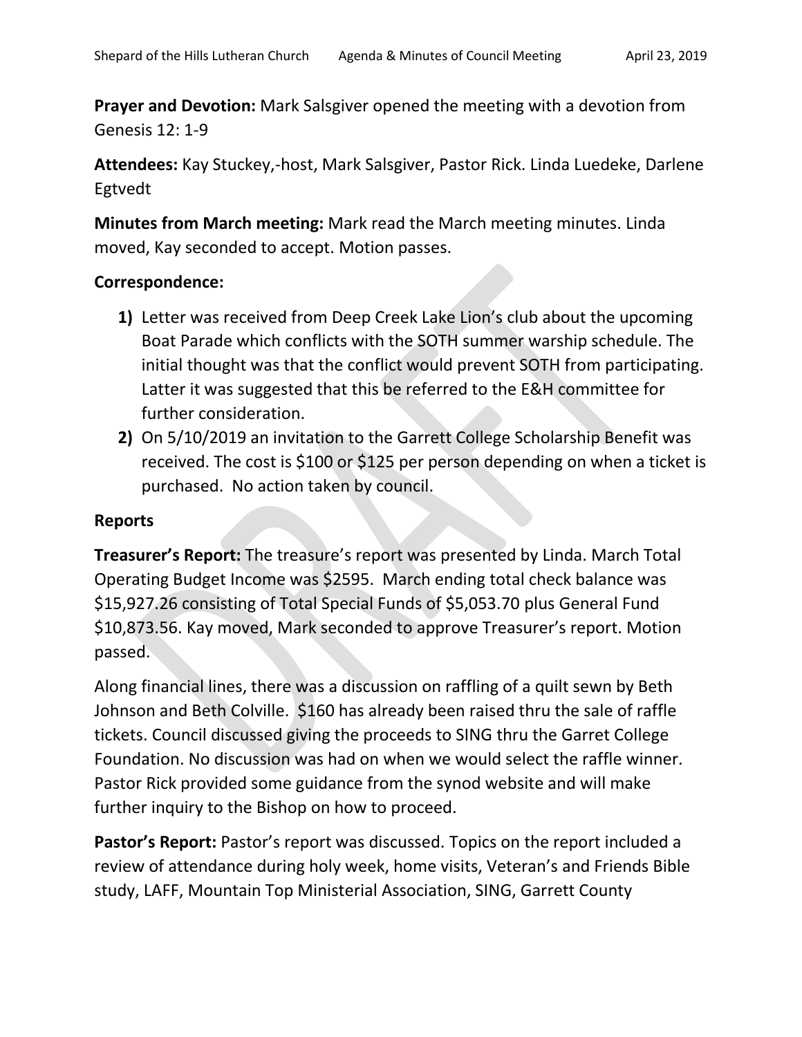**Prayer and Devotion:** Mark Salsgiver opened the meeting with a devotion from Genesis 12: 1-9

**Attendees:** Kay Stuckey,-host, Mark Salsgiver, Pastor Rick. Linda Luedeke, Darlene Egtvedt

**Minutes from March meeting:** Mark read the March meeting minutes. Linda moved, Kay seconded to accept. Motion passes.

**Correspondence:**

1) Letter was received from Deep Creek Lake Lion's club about the upcoming Boat Parade which conflicts with the SOTH summer warship schedule. The initial thought was that the conflict would prevent SOTH from participating. Latter it was suggested that this be referred to the E&H committee for further consideration.
2) On 5/10/2019 an invitation to the Garrett College Scholarship Benefit was received. The cost is $100 or $125 per person depending on when a ticket is purchased. No action taken by council.

**Reports**

**Treasurer's Report:** The treasure's report was presented by Linda. March Total Operating Budget Income was $2595. March ending total check balance was $15,927.26 consisting of Total Special Funds of $5,053.70 plus General Fund $10,873.56. Kay moved, Mark seconded to approve Treasurer's report. Motion passed.

Along financial lines, there was a discussion on raffling of a quilt sewn by Beth Johnson and Beth Colville. $160 has already been raised thru the sale of raffle tickets. Council discussed giving the proceeds to SING thru the Garret College Foundation. No discussion was had on when we would select the raffle winner. Pastor Rick provided some guidance from the synod website and will make further inquiry to the Bishop on how to proceed.

**Pastor's Report:** Pastor's report was discussed. Topics on the report included a review of attendance during holy week, home visits, Veteran's and Friends Bible study, LAFF, Mountain Top Ministerial Association, SING, Garrett County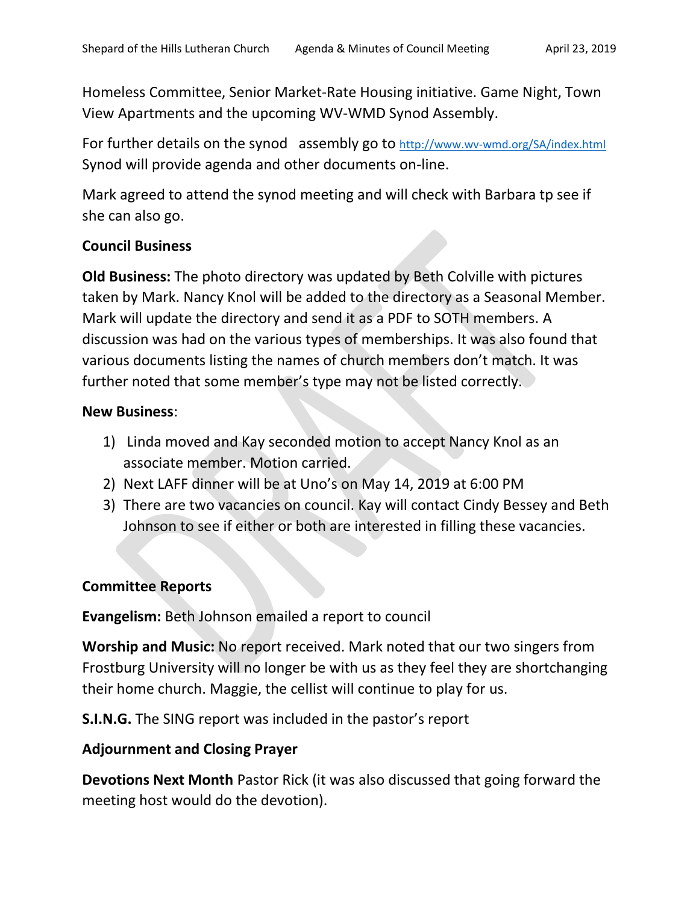Homeless Committee, Senior Market-Rate Housing initiative. Game Night, Town View Apartments and the upcoming WV-WMD Synod Assembly.

For further details on the synod   assembly go to http://www.wv-wmd.org/SA/index.html Synod will provide agenda and other documents on-line.

Mark agreed to attend the synod meeting and will check with Barbara tp see if she can also go.

**Council Business**

**Old Business:** The photo directory was updated by Beth Colville with pictures taken by Mark. Nancy Knol will be added to the directory as a Seasonal Member. Mark will update the directory and send it as a PDF to SOTH members. A discussion was had on the various types of memberships. It was also found that various documents listing the names of church members don't match. It was further noted that some member's type may not be listed correctly.

**New Business**:

1) Linda moved and Kay seconded motion to accept Nancy Knol as an associate member. Motion carried.
2) Next LAFF dinner will be at Uno's on May 14, 2019 at 6:00 PM
3) There are two vacancies on council. Kay will contact Cindy Bessey and Beth Johnson to see if either or both are interested in filling these vacancies.

**Committee Reports**

**Evangelism:** Beth Johnson emailed a report to council

**Worship and Music:** No report received. Mark noted that our two singers from Frostburg University will no longer be with us as they feel they are shortchanging their home church. Maggie, the cellist will continue to play for us.

**S.I.N.G.** The SING report was included in the pastor's report

**Adjournment and Closing Prayer**

**Devotions Next Month** Pastor Rick (it was also discussed that going forward the meeting host would do the devotion).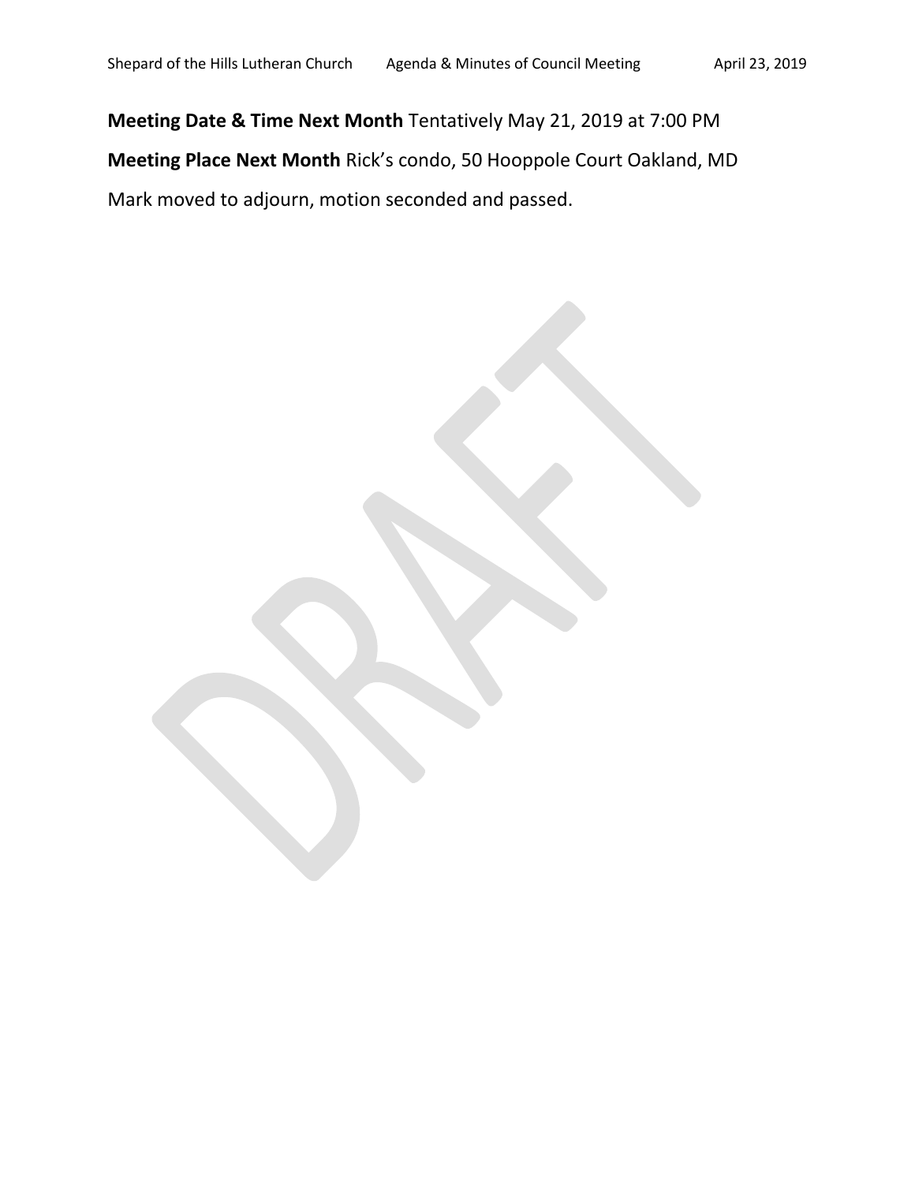**Meeting Date & Time Next Month** Tentatively May 21, 2019 at 7:00 PM

**Meeting Place Next Month** Rick's condo, 50 Hooppole Court Oakland, MD

Mark moved to adjourn, motion seconded and passed.